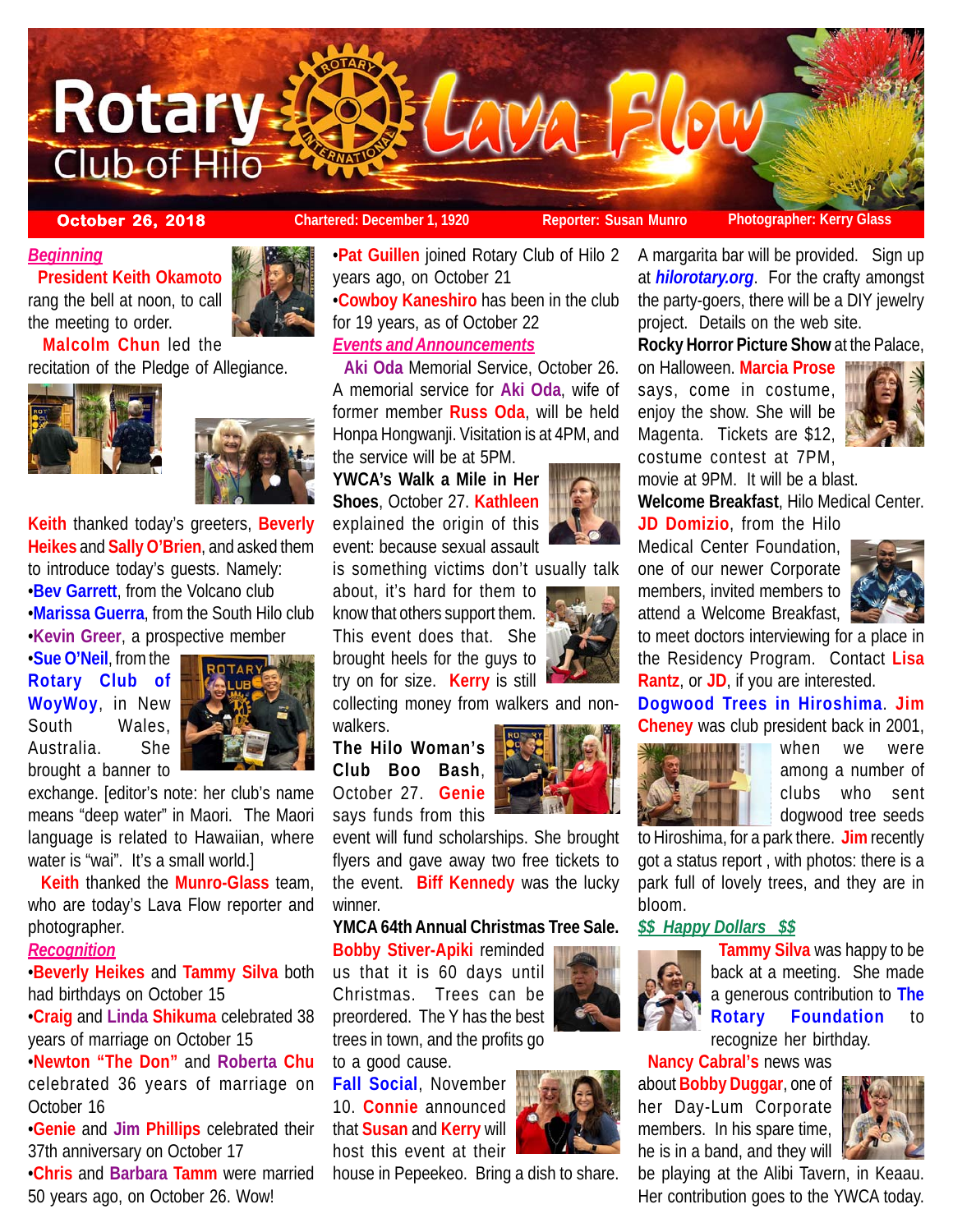# Rotary Club of Hilo Lava Flow

**October 26, 2018** | Chartered: December 1, 1920 | Reporter: Susan Munro | Photographer: Kerry Glass

## *Beginning*

**President Keith Okamoto** rang the bell at noon, to call the meeting to order.

**Malcolm Chun** led the recitation of the Pledge of Allegiance.

**Keith** thanked today's greeters, **Beverly Heikes** and **Sally O'Brien**, and asked them to introduce today's guests. Namely:

- **Bev Garrett**, from the Volcano club
- **Marissa Guerra**, from the South Hilo club
- **Kevin Greer**, a prospective member
- **Sue O'Neil**, from the **Rotary Club of WoyWoy**, in New South Wales, Australia. She brought a banner to exchange. [editor's note: her club's name means "deep water" in Maori. The Maori language is related to Hawaiian, where water is "wai". It's a small world.]

**Keith** thanked the **Munro-Glass** team, who are today's Lava Flow reporter and photographer.

## *Recognition*

- **Beverly Heikes** and **Tammy Silva** both had birthdays on October 15
- **Craig** and **Linda Shikuma** celebrated 38 years of marriage on October 15
- **Newton "The Don"** and **Roberta Chu** celebrated 36 years of marriage on October 16
- **Genie** and **Jim Phillips** celebrated their 37th anniversary on October 17
- **Chris** and **Barbara Tamm** were married 50 years ago, on October 26. Wow!
- **Pat Guillen** joined Rotary Club of Hilo 2 years ago, on October 21
- **Cowboy Kaneshiro** has been in the club for 19 years, as of October 22

## *Events and Announcements*

**Aki Oda** Memorial Service, October 26. A memorial service for **Aki Oda**, wife of former member **Russ Oda**, will be held Honpa Hongwanji. Visitation is at 4PM, and the service will be at 5PM.

**YWCA's Walk a Mile in Her Shoes**, October 27. **Kathleen** explained the origin of this event: because sexual assault is something victims don't usually talk about, it's hard for them to know that others support them. This event does that. She brought heels for the guys to try on for size. **Kerry** is still collecting money from walkers and non-walkers.

**The Hilo Woman's Club Boo Bash**, October 27. **Genie** says funds from this event will fund scholarships. She brought flyers and gave away two free tickets to the event. **Biff Kennedy** was the lucky winner.

**YMCA 64th Annual Christmas Tree Sale.** **Bobby Stiver-Apiki** reminded us that it is 60 days until Christmas. Trees can be preordered. The Y has the best trees in town, and the profits go to a good cause.

**Fall Social**, November 10. **Connie** announced that **Susan** and **Kerry** will host this event at their house in Pepeekeo. Bring a dish to share. A margarita bar will be provided. Sign up at ***hilorotary.org***. For the crafty amongst the party-goers, there will be a DIY jewelry project. Details on the web site.

**Rocky Horror Picture Show** at the Palace, on Halloween. **Marcia Prose** says, come in costume, enjoy the show. She will be Magenta. Tickets are $12, costume contest at 7PM, movie at 9PM. It will be a blast.

**Welcome Breakfast**, Hilo Medical Center. **JD Domizio**, from the Hilo Medical Center Foundation, one of our newer Corporate members, invited members to attend a Welcome Breakfast, to meet doctors interviewing for a place in the Residency Program. Contact **Lisa Rantz**, or **JD**, if you are interested.

**Dogwood Trees in Hiroshima**. **Jim Cheney** was club president back in 2001, when we were among a number of clubs who sent dogwood tree seeds to Hiroshima, for a park there. **Jim** recently got a status report , with photos: there is a park full of lovely trees, and they are in bloom.

## *$$ Happy Dollars $$*

**Tammy Silva** was happy to be back at a meeting. She made a generous contribution to **The Rotary Foundation** to recognize her birthday.

**Nancy Cabral's** news was about **Bobby Duggar**, one of her Day-Lum Corporate members. In his spare time, he is in a band, and they will be playing at the Alibi Tavern, in Keaau. Her contribution goes to the YWCA today.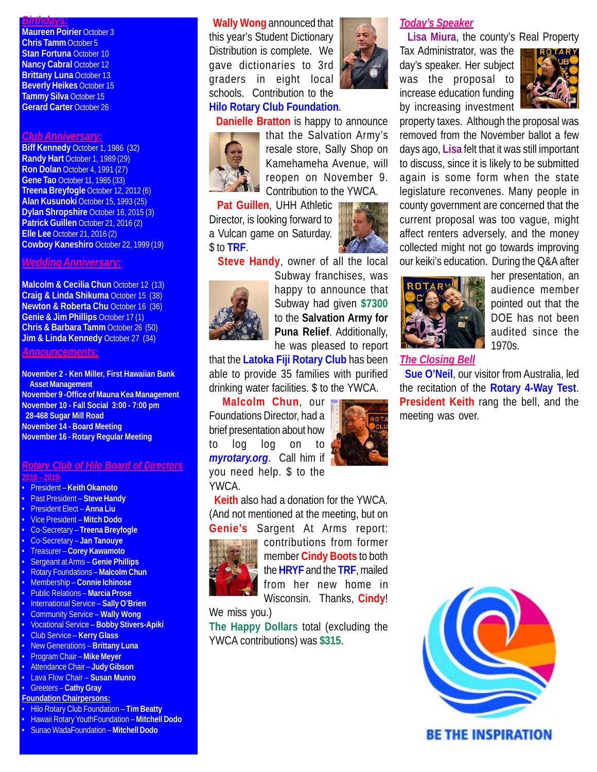## Birthdays:

**Maureen Poirier** October 3
**Chris Tamm** October 5
**Stan Fortuna** October 10
**Nancy Cabral** October 12
**Brittany Luna** October 13
**Beverly Heikes** October 15
**Tammy Silva** October 15
**Gerard Carter** October 26

## Club Anniversary:

**Biff Kennedy** October 1, 1986 (32)
**Randy Hart** October 1, 1989 (29)
**Ron Dolan** October 4, 1991 (27)
**Gene Tao** October 11, 1985 (33)
**Treena Breyfogle** October 12, 2012 (6)
**Alan Kusunoki** October 15, 1993 (25)
**Dylan Shropshire** October 16, 2015 (3)
**Patrick Guillen** October 21, 2016 (2)
**Elle Lee** October 21, 2016 (2)
**Cowboy Kaneshiro** October 22, 1999 (19)

## Wedding Anniversary:

**Malcolm & Cecilia Chun** October 12 (13)
**Craig & Linda Shikuma** October 15 (38)
**Newton & Roberta Chu** October 16 (36)
**Genie & Jim Phillips** October 17 (1)
**Chris & Barbara Tamm** October 26 (50)
**Jim & Linda Kennedy** October 27 (34)

## Announcements:

**November 2 - Ken Miller, First Hawaiian Bank Asset Management**
**November 9 -Office of Mauna Kea Management**
**November 10 - Fall Social 3:00 - 7:00 pm 28-468 Sugar Mill Road**
**November 14 - Board Meeting**
**November 16 - Rotary Regular Meeting**

## Rotary Club of Hilo Board of Directors

**2018 – 2019:**

- President – **Keith Okamoto**
- Past President – **Steve Handy**
- President Elect – **Anna Liu**
- Vice President – **Mitch Dodo**
- Co-Secretary – **Treena Breyfogle**
- Co-Secretary – **Jan Tanouye**
- Treasurer – **Corey Kawamoto**
- Sergeant at Arms – **Genie Phillips**
- Rotary Foundations – **Malcolm Chun**
- Membership – **Connie Ichinose**
- Public Relations – **Marcia Prose**
- International Service – **Sally O'Brien**
- Community Service – **Wally Wong**
- Vocational Service – **Bobby Stivers-Apiki**
- Club Service – **Kerry Glass**
- New Generations – **Brittany Luna**
- Program Chair – **Mike Meyer**
- Attendance Chair – **Judy Gibson**
- Lava Flow Chair – **Susan Munro**
- Greeters – **Cathy Gray**

**Foundation Chairpersons:**

- Hilo Rotary Club Foundation – **Tim Beatty**
- Hawaii Rotary YouthFoundation – **Mitchell Dodo**
- Sunao WadaFoundation – **Mitchell Dodo**

**Wally Wong** announced that this year's Student Dictionary Distribution is complete. We gave dictionaries to 3rd graders in eight local schools. Contribution to the **Hilo Rotary Club Foundation**.

**Danielle Bratton** is happy to announce that the Salvation Army's resale store, Sally Shop on Kamehameha Avenue, will reopen on November 9. Contribution to the YWCA.

**Pat Guillen**, UHH Athletic Director, is looking forward to a Vulcan game on Saturday. $ to **TRF**.

**Steve Handy**, owner of all the local Subway franchises, was happy to announce that Subway had given **$7300** to the **Salvation Army for Puna Relief**. Additionally, he was pleased to report that the **Latoka Fiji Rotary Club** has been able to provide 35 families with purified drinking water facilities. $ to the YWCA.

**Malcolm Chun**, our Foundations Director, had a brief presentation about how to log log on to ***myrotary.org***. Call him if you need help. $ to the YWCA.

**Keith** also had a donation for the YWCA. (And not mentioned at the meeting, but on **Genie's** Sargent At Arms report: contributions from former member **Cindy Boots** to both the **HRYF** and the **TRF**, mailed from her new home in Wisconsin. Thanks, **Cindy**! We miss you.)

**The Happy Dollars** total (excluding the YWCA contributions) was **$315**.

## Today's Speaker

**Lisa Miura**, the county's Real Property Tax Administrator, was the day's speaker. Her subject was the proposal to increase education funding by increasing investment property taxes. Although the proposal was removed from the November ballot a few days ago, **Lisa** felt that it was still important to discuss, since it is likely to be submitted again is some form when the state legislature reconvenes. Many people in county government are concerned that the current proposal was too vague, might affect renters adversely, and the money collected might not go towards improving our keiki's education. During the Q&A after her presentation, an audience member pointed out that the DOE has not been audited since the 1970s.

## The Closing Bell

**Sue O'Neil**, our visitor from Australia, led the recitation of the **Rotary 4-Way Test**. **President Keith** rang the bell, and the meeting was over.

BE THE INSPIRATION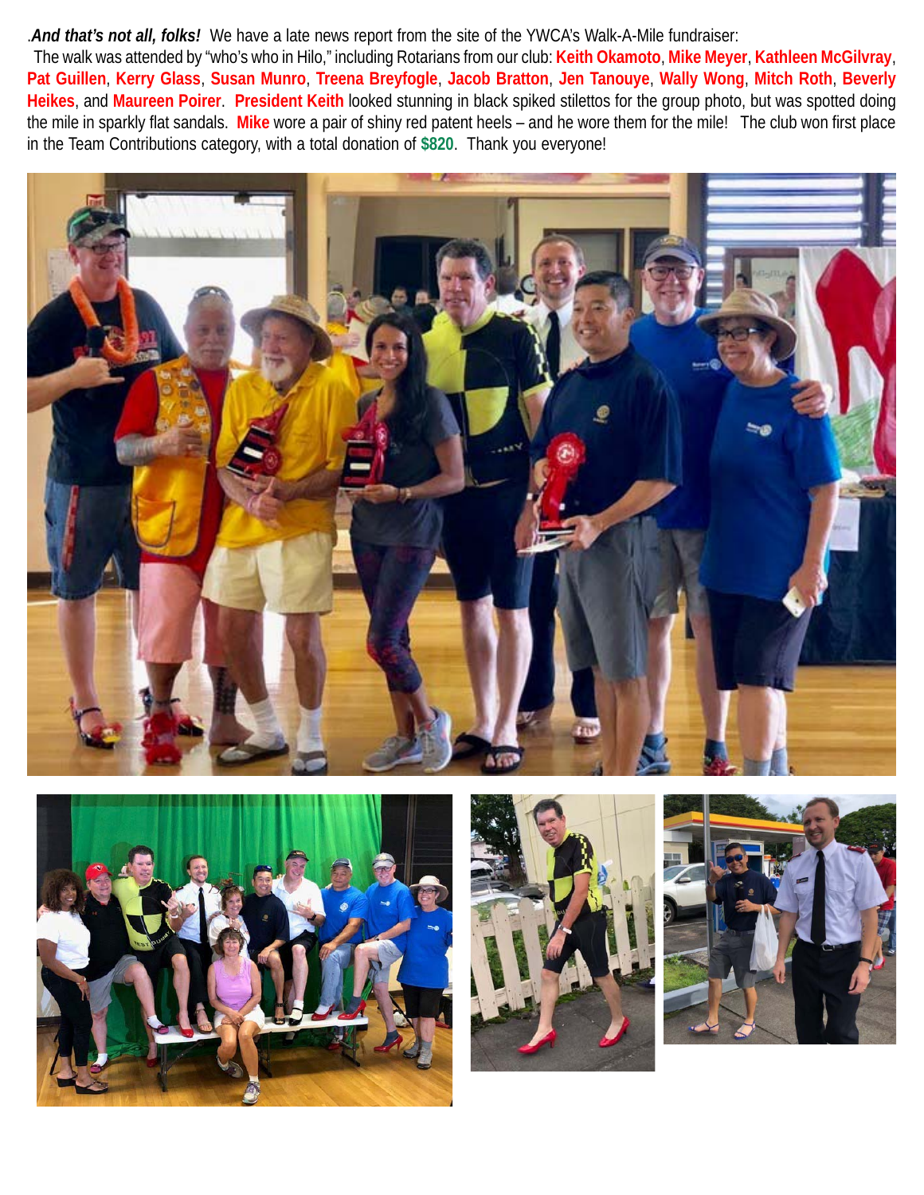.***And that's not all, folks!*** We have a late news report from the site of the YWCA's Walk-A-Mile fundraiser:

The walk was attended by "who's who in Hilo," including Rotarians from our club: **Keith Okamoto**, **Mike Meyer**, **Kathleen McGilvray**, **Pat Guillen**, **Kerry Glass**, **Susan Munro**, **Treena Breyfogle**, **Jacob Bratton**, **Jen Tanouye**, **Wally Wong**, **Mitch Roth**, **Beverly Heikes**, and **Maureen Poirer**. **President Keith** looked stunning in black spiked stilettos for the group photo, but was spotted doing the mile in sparkly flat sandals. **Mike** wore a pair of shiny red patent heels – and he wore them for the mile! The club won first place in the Team Contributions category, with a total donation of **$820**. Thank you everyone!